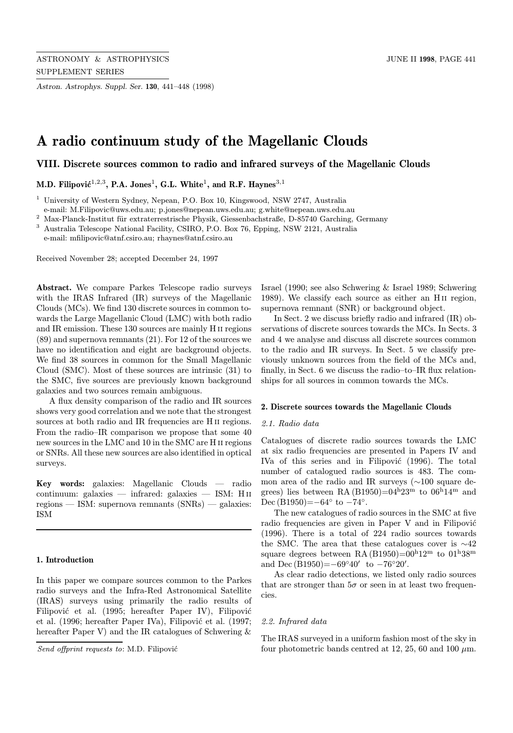# A radio continuum study of the Magellanic Clouds

## VIII. Discrete sources common to radio and infrared surveys of the Magellanic Clouds

**M.D. Filipović[1,2,3], P.A. Jones[1], G.L. White[1], and R.F. Haynes[3,1]**

[1] University of Western Sydney, Nepean, P.O. Box 10, Kingswood, NSW 2747, Australia
e-mail: M.Filipovic@uws.edu.au; p.jones@nepean.uws.edu.au; g.white@nepean.uws.edu.au

[2] Max-Planck-Institut für extraterrestrische Physik, Giessenbachstraße, D-85740 Garching, Germany

[3] Australia Telescope National Facility, CSIRO, P.O. Box 76, Epping, NSW 2121, Australia
e-mail: mfilipovic@atnf.csiro.au; rhaynes@atnf.csiro.au

Received November 28; accepted December 24, 1997

**Abstract.** We compare Parkes Telescope radio surveys with the IRAS Infrared (IR) surveys of the Magellanic Clouds (MCs). We find 130 discrete sources in common towards the Large Magellanic Cloud (LMC) with both radio and IR emission. These 130 sources are mainly H II regions (89) and supernova remnants (21). For 12 of the sources we have no identification and eight are background objects. We find 38 sources in common for the Small Magellanic Cloud (SMC). Most of these sources are intrinsic (31) to the SMC, five sources are previously known background galaxies and two sources remain ambiguous.

A flux density comparison of the radio and IR sources shows very good correlation and we note that the strongest sources at both radio and IR frequencies are H II regions. From the radio–IR comparison we propose that some 40 new sources in the LMC and 10 in the SMC are H II regions or SNRs. All these new sources are also identified in optical surveys.

**Key words:** galaxies: Magellanic Clouds — radio continuum: galaxies — infrared: galaxies — ISM: H II regions — ISM: supernova remnants (SNRs) — galaxies: ISM

### 1. Introduction

In this paper we compare sources common to the Parkes radio surveys and the Infra-Red Astronomical Satellite (IRAS) surveys using primarily the radio results of Filipović et al. (1995; hereafter Paper IV), Filipović et al. (1996; hereafter Paper IVa), Filipović et al. (1997; hereafter Paper V) and the IR catalogues of Schwering & Israel (1990; see also Schwering & Israel 1989; Schwering 1989). We classify each source as either an H II region, supernova remnant (SNR) or background object.

In Sect. 2 we discuss briefly radio and infrared (IR) observations of discrete sources towards the MCs. In Sects. 3 and 4 we analyse and discuss all discrete sources common to the radio and IR surveys. In Sect. 5 we classify previously unknown sources from the field of the MCs and, finally, in Sect. 6 we discuss the radio–to–IR flux relationships for all sources in common towards the MCs.

### 2. Discrete sources towards the Magellanic Clouds

#### 2.1. Radio data

Catalogues of discrete radio sources towards the LMC at six radio frequencies are presented in Papers IV and IVa of this series and in Filipović (1996). The total number of catalogued radio sources is 483. The common area of the radio and IR surveys (∼100 square degrees) lies between RA (B1950)=$04^{\rm h}23^{\rm m}$ to $06^{\rm h}14^{\rm m}$ and Dec (B1950)=$-64°$ to $-74°$.

The new catalogues of radio sources in the SMC at five radio frequencies are given in Paper V and in Filipović (1996). There is a total of 224 radio sources towards the SMC. The area that these catalogues cover is ∼42 square degrees between RA (B1950)=$00^{\rm h}12^{\rm m}$ to $01^{\rm h}38^{\rm m}$ and Dec (B1950)=$-69°40'$ to $-76°20'$.

As clear radio detections, we listed only radio sources that are stronger than $5\sigma$ or seen in at least two frequencies.

#### 2.2. Infrared data

The IRAS surveyed in a uniform fashion most of the sky in four photometric bands centred at 12, 25, 60 and 100 $\mu$m.

*Send offprint requests to*: M.D. Filipović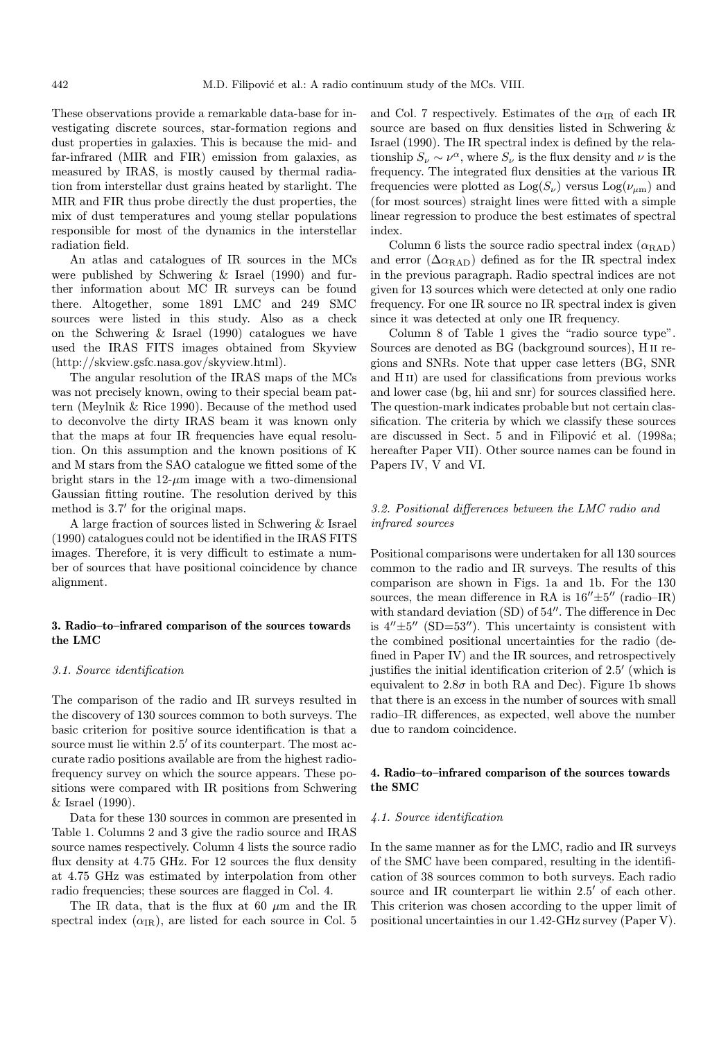These observations provide a remarkable data-base for investigating discrete sources, star-formation regions and dust properties in galaxies. This is because the mid- and far-infrared (MIR and FIR) emission from galaxies, as measured by IRAS, is mostly caused by thermal radiation from interstellar dust grains heated by starlight. The MIR and FIR thus probe directly the dust properties, the mix of dust temperatures and young stellar populations responsible for most of the dynamics in the interstellar radiation field.

An atlas and catalogues of IR sources in the MCs were published by Schwering & Israel (1990) and further information about MC IR surveys can be found there. Altogether, some 1891 LMC and 249 SMC sources were listed in this study. Also as a check on the Schwering & Israel (1990) catalogues we have used the IRAS FITS images obtained from Skyview (http://skview.gsfc.nasa.gov/skyview.html).

The angular resolution of the IRAS maps of the MCs was not precisely known, owing to their special beam pattern (Meylnik & Rice 1990). Because of the method used to deconvolve the dirty IRAS beam it was known only that the maps at four IR frequencies have equal resolution. On this assumption and the known positions of K and M stars from the SAO catalogue we fitted some of the bright stars in the 12-$\mu$m image with a two-dimensional Gaussian fitting routine. The resolution derived by this method is $3.7'$ for the original maps.

A large fraction of sources listed in Schwering & Israel (1990) catalogues could not be identified in the IRAS FITS images. Therefore, it is very difficult to estimate a number of sources that have positional coincidence by chance alignment.

## 3. Radio–to–infrared comparison of the sources towards the LMC

### *3.1. Source identification*

The comparison of the radio and IR surveys resulted in the discovery of 130 sources common to both surveys. The basic criterion for positive source identification is that a source must lie within $2.5'$ of its counterpart. The most accurate radio positions available are from the highest radio-frequency survey on which the source appears. These positions were compared with IR positions from Schwering & Israel (1990).

Data for these 130 sources in common are presented in Table 1. Columns 2 and 3 give the radio source and IRAS source names respectively. Column 4 lists the source radio flux density at 4.75 GHz. For 12 sources the flux density at 4.75 GHz was estimated by interpolation from other radio frequencies; these sources are flagged in Col. 4.

The IR data, that is the flux at 60 $\mu$m and the IR spectral index ($\alpha_{\rm IR}$), are listed for each source in Col. 5 and Col. 7 respectively. Estimates of the $\alpha_{\rm IR}$ of each IR source are based on flux densities listed in Schwering & Israel (1990). The IR spectral index is defined by the relationship $S_\nu \sim \nu^\alpha$, where $S_\nu$ is the flux density and $\nu$ is the frequency. The integrated flux densities at the various IR frequencies were plotted as $\mathrm{Log}(S_\nu)$ versus $\mathrm{Log}(\nu_{\mu\mathrm{m}})$ and (for most sources) straight lines were fitted with a simple linear regression to produce the best estimates of spectral index.

Column 6 lists the source radio spectral index ($\alpha_{\rm RAD}$) and error ($\Delta\alpha_{\rm RAD}$) defined as for the IR spectral index in the previous paragraph. Radio spectral indices are not given for 13 sources which were detected at only one radio frequency. For one IR source no IR spectral index is given since it was detected at only one IR frequency.

Column 8 of Table 1 gives the "radio source type". Sources are denoted as BG (background sources), H II regions and SNRs. Note that upper case letters (BG, SNR and H II) are used for classifications from previous works and lower case (bg, hii and snr) for sources classified here. The question-mark indicates probable but not certain classification. The criteria by which we classify these sources are discussed in Sect. 5 and in Filipović et al. (1998a; hereafter Paper VII). Other source names can be found in Papers IV, V and VI.

### *3.2. Positional differences between the LMC radio and infrared sources*

Positional comparisons were undertaken for all 130 sources common to the radio and IR surveys. The results of this comparison are shown in Figs. 1a and 1b. For the 130 sources, the mean difference in RA is $16''\pm5''$ (radio–IR) with standard deviation (SD) of $54''$. The difference in Dec is $4''\pm5''$ (SD=$53''$). This uncertainty is consistent with the combined positional uncertainties for the radio (defined in Paper IV) and the IR sources, and retrospectively justifies the initial identification criterion of $2.5'$ (which is equivalent to $2.8\sigma$ in both RA and Dec). Figure 1b shows that there is an excess in the number of sources with small radio–IR differences, as expected, well above the number due to random coincidence.

## 4. Radio–to–infrared comparison of the sources towards the SMC

### *4.1. Source identification*

In the same manner as for the LMC, radio and IR surveys of the SMC have been compared, resulting in the identification of 38 sources common to both surveys. Each radio source and IR counterpart lie within $2.5'$ of each other. This criterion was chosen according to the upper limit of positional uncertainties in our 1.42-GHz survey (Paper V).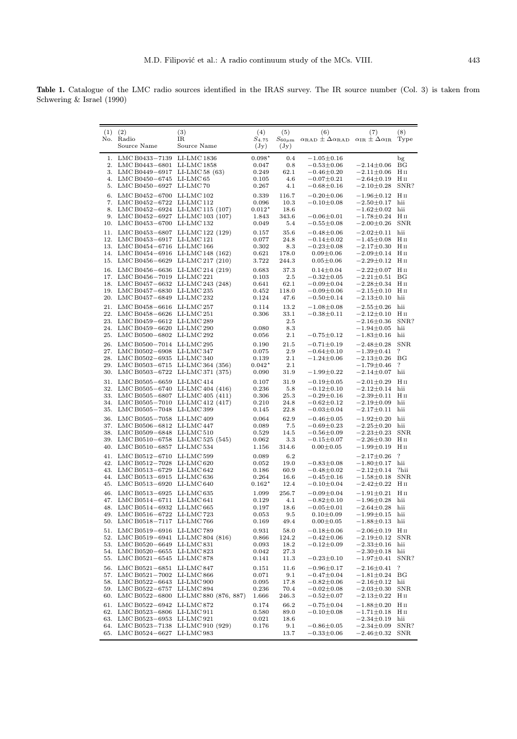**Table 1.** Catalogue of the LMC radio sources identified in the IRAS survey. The IR source number (Col. 3) is taken from Schwering & Israel (1990)

| (1) No. | (2) Radio Source Name | (3) IR Source Name | (4) $S_{4.75}$ (Jy) | (5) $S_{60\mu m}$ (Jy) | (6) $\alpha_{RAD} \pm \Delta\alpha_{RAD}$ | (7) $\alpha_{IR} \pm \Delta\alpha_{IR}$ | (8) Type |
|---|---|---|---|---|---|---|---|
| 1. | LMC B0433−7139 | LI-LMC 1836 | 0.098⋆ | 0.4 | −1.05±0.16 | | bg |
| 2. | LMC B0443−6801 | LI-LMC 1858 | 0.047 | 0.8 | −0.53±0.06 | −2.14±0.06 | BG |
| 3. | LMC B0449−6917 | LI-LMC 58 (63) | 0.249 | 62.1 | −0.46±0.20 | −2.11±0.06 | H II |
| 4. | LMC B0450−6745 | LI-LMC 65 | 0.105 | 4.6 | −0.07±0.21 | −2.64±0.19 | H II |
| 5. | LMC B0450−6927 | LI-LMC 70 | 0.267 | 4.1 | −0.68±0.16 | −2.10±0.28 | SNR? |
| 6. | LMC B0452−6700 | LI-LMC 102 | 0.339 | 116.7 | −0.20±0.06 | −1.96±0.12 | H II |
| 7. | LMC B0452−6722 | LI-LMC 112 | 0.096 | 10.3 | −0.10±0.08 | −2.50±0.17 | hii |
| 8. | LMC B0452−6924 | LI-LMC 115 (107) | 0.012⋆ | 18.6 | | −1.62±0.02 | hii |
| 9. | LMC B0452−6927 | LI-LMC 103 (107) | 1.843 | 343.6 | −0.06±0.01 | −1.78±0.24 | H II |
| 10. | LMC B0453−6700 | LI-LMC 132 | 0.049 | 5.4 | −0.55±0.08 | −2.00±0.26 | SNR |
| 11. | LMC B0453−6807 | LI-LMC 122 (129) | 0.157 | 35.6 | −0.48±0.06 | −2.02±0.11 | hii |
| 12. | LMC B0453−6917 | LI-LMC 121 | 0.077 | 24.8 | −0.14±0.02 | −1.45±0.08 | H II |
| 13. | LMC B0454−6716 | LI-LMC 166 | 0.302 | 8.3 | −0.23±0.08 | −2.17±0.30 | H II |
| 14. | LMC B0454−6916 | LI-LMC 148 (162) | 0.621 | 178.0 | 0.09±0.06 | −2.09±0.14 | H II |
| 15. | LMC B0456−6629 | LI-LMC 217 (210) | 3.722 | 244.3 | 0.05±0.06 | −2.29±0.12 | H II |
| 16. | LMC B0456−6636 | LI-LMC 214 (219) | 0.683 | 37.3 | 0.14±0.04 | −2.22±0.07 | H II |
| 17. | LMC B0456−7019 | LI-LMC 221 | 0.103 | 2.5 | −0.32±0.05 | −2.21±0.51 | BG |
| 18. | LMC B0457−6632 | LI-LMC 243 (248) | 0.641 | 62.1 | −0.09±0.04 | −2.28±0.34 | H II |
| 19. | LMC B0457−6830 | LI-LMC 235 | 0.452 | 118.0 | −0.09±0.06 | −2.15±0.10 | H II |
| 20. | LMC B0457−6849 | LI-LMC 232 | 0.124 | 47.6 | −0.50±0.14 | −2.13±0.10 | hii |
| 21. | LMC B0458−6616 | LI-LMC 257 | 0.114 | 13.2 | −1.08±0.08 | −2.55±0.26 | hii |
| 22. | LMC B0458−6626 | LI-LMC 251 | 0.306 | 33.1 | −0.38±0.11 | −2.12±0.10 | H II |
| 23. | LMC B0459−6612 | LI-LMC 289 | | 2.5 | | −2.16±0.36 | SNR? |
| 24. | LMC B0459−6620 | LI-LMC 290 | 0.080 | 8.3 | | −1.94±0.05 | hii |
| 25. | LMC B0500−6802 | LI-LMC 292 | 0.056 | 2.1 | −0.75±0.12 | −1.83±0.16 | hii |
| 26. | LMC B0500−7014 | LI-LMC 295 | 0.190 | 21.5 | −0.71±0.19 | −2.48±0.28 | SNR |
| 27. | LMC B0502−6908 | LI-LMC 347 | 0.075 | 2.9 | −0.64±0.10 | −1.39±0.41 | ? |
| 28. | LMC B0502−6935 | LI-LMC 340 | 0.139 | 2.1 | −1.24±0.06 | −2.13±0.26 | BG |
| 29. | LMC B0503−6715 | LI-LMC 364 (356) | 0.042⋆ | 2.1 | | −1.79±0.46 | ? |
| 30. | LMC B0503−6722 | LI-LMC 371 (375) | 0.090 | 31.9 | −1.99±0.22 | −2.14±0.07 | hii |
| 31. | LMC B0505−6659 | LI-LMC 414 | 0.107 | 31.9 | −0.19±0.05 | −2.01±0.29 | H II |
| 32. | LMC B0505−6740 | LI-LMC 404 (416) | 0.236 | 5.8 | −0.12±0.10 | −2.12±0.14 | hii |
| 33. | LMC B0505−6807 | LI-LMC 405 (411) | 0.306 | 25.3 | −0.29±0.16 | −2.39±0.11 | H II |
| 34. | LMC B0505−7010 | LI-LMC 412 (417) | 0.210 | 24.8 | −0.62±0.12 | −2.19±0.09 | hii |
| 35. | LMC B0505−7048 | LI-LMC 399 | 0.145 | 22.8 | −0.03±0.04 | −2.17±0.11 | hii |
| 36. | LMC B0505−7058 | LI-LMC 409 | 0.064 | 62.9 | −0.46±0.05 | −1.92±0.20 | hii |
| 37. | LMC B0506−6812 | LI-LMC 447 | 0.089 | 7.5 | −0.69±0.23 | −2.25±0.20 | hii |
| 38. | LMC B0509−6848 | LI-LMC 510 | 0.529 | 14.5 | −0.56±0.09 | −2.23±0.23 | SNR |
| 39. | LMC B0510−6758 | LI-LMC 525 (545) | 0.062 | 3.3 | −0.15±0.07 | −2.26±0.30 | H II |
| 40. | LMC B0510−6857 | LI-LMC 534 | 1.156 | 314.6 | 0.00±0.05 | −1.99±0.19 | H II |
| 41. | LMC B0512−6710 | LI-LMC 599 | 0.089 | 6.2 | | −2.17±0.26 | ? |
| 42. | LMC B0512−7028 | LI-LMC 620 | 0.052 | 19.0 | −0.83±0.08 | −1.80±0.17 | hii |
| 43. | LMC B0513−6729 | LI-LMC 642 | 0.186 | 60.9 | −0.48±0.02 | −2.12±0.14 | ?hii |
| 44. | LMC B0513−6915 | LI-LMC 636 | 0.264 | 16.6 | −0.45±0.16 | −1.58±0.18 | SNR |
| 45. | LMC B0513−6920 | LI-LMC 640 | 0.162⋆ | 12.4 | −0.10±0.04 | −2.42±0.22 | H II |
| 46. | LMC B0513−6925 | LI-LMC 635 | 1.099 | 256.7 | −0.09±0.04 | −1.91±0.21 | H II |
| 47. | LMC B0514−6711 | LI-LMC 641 | 0.129 | 4.1 | −0.82±0.10 | −1.96±0.28 | hii |
| 48. | LMC B0514−6932 | LI-LMC 665 | 0.197 | 18.6 | −0.05±0.01 | −2.64±0.28 | hii |
| 49. | LMC B0516−6722 | LI-LMC 723 | 0.053 | 9.5 | 0.10±0.09 | −1.99±0.15 | hii |
| 50. | LMC B0518−7117 | LI-LMC 766 | 0.169 | 49.4 | 0.00±0.05 | −1.88±0.13 | hii |
| 51. | LMC B0519−6916 | LI-LMC 789 | 0.931 | 58.0 | −0.18±0.06 | −2.06±0.19 | H II |
| 52. | LMC B0519−6941 | LI-LMC 804 (816) | 0.866 | 124.2 | −0.42±0.06 | −2.19±0.12 | SNR |
| 53. | LMC B0520−6649 | LI-LMC 831 | 0.093 | 18.2 | −0.12±0.09 | −2.33±0.16 | hii |
| 54. | LMC B0520−6655 | LI-LMC 823 | 0.042 | 27.3 | | −2.30±0.18 | hii |
| 55. | LMC B0521−6545 | LI-LMC 878 | 0.141 | 11.3 | −0.23±0.10 | −1.97±0.41 | SNR? |
| 56. | LMC B0521−6851 | LI-LMC 847 | 0.151 | 11.6 | −0.96±0.17 | −2.16±0.41 | ? |
| 57. | LMC B0521−7002 | LI-LMC 866 | 0.071 | 9.1 | −0.47±0.04 | −1.81±0.24 | BG |
| 58. | LMC B0522−6643 | LI-LMC 900 | 0.095 | 17.8 | −0.82±0.06 | −2.16±0.12 | hii |
| 59. | LMC B0522−6757 | LI-LMC 894 | 0.236 | 70.4 | −0.02±0.08 | −2.03±0.30 | SNR |
| 60. | LMC B0522−6800 | LI-LMC 880 (876, 887) | 1.666 | 246.3 | −0.52±0.07 | −2.13±0.22 | H II |
| 61. | LMC B0522−6942 | LI-LMC 872 | 0.174 | 66.2 | −0.75±0.04 | −1.88±0.20 | H II |
| 62. | LMC B0523−6806 | LI-LMC 911 | 0.580 | 89.0 | −0.10±0.08 | −1.71±0.18 | H II |
| 63. | LMC B0523−6953 | LI-LMC 921 | 0.021 | 18.6 | | −2.34±0.19 | hii |
| 64. | LMC B0523−7138 | LI-LMC 910 (929) | 0.176 | 9.1 | −0.86±0.05 | −2.34±0.09 | SNR? |
| 65. | LMC B0524−6627 | LI-LMC 983 | | 13.7 | −0.33±0.06 | −2.46±0.32 | SNR |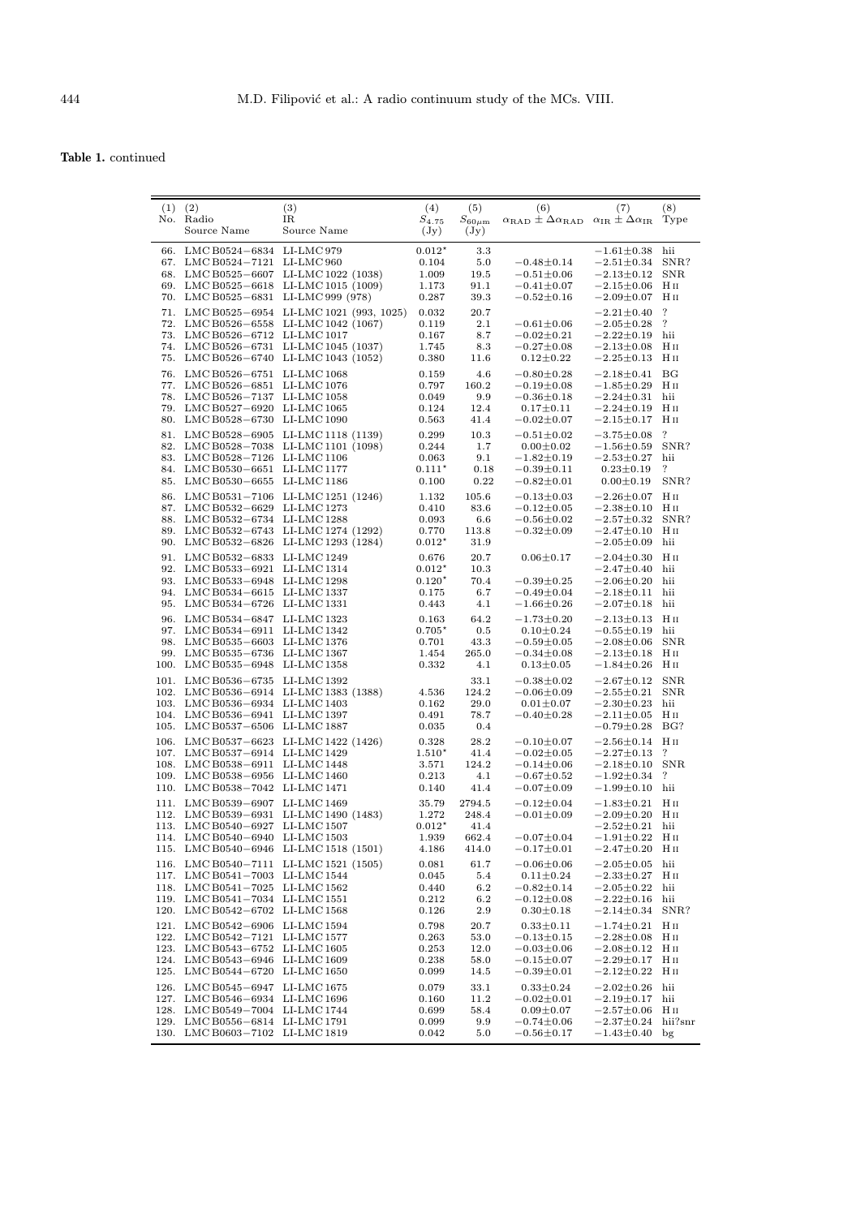**Table 1.** continued

| (1) No. | (2) Radio Source Name | (3) IR Source Name | (4) $S_{4.75}$ (Jy) | (5) $S_{60\mu m}$ (Jy) | (6) $\alpha_{RAD} \pm \Delta\alpha_{RAD}$ | (7) $\alpha_{IR} \pm \Delta\alpha_{IR}$ | (8) Type |
|---|---|---|---|---|---|---|---|
| 66. | LMC B0524−6834 | LI-LMC 979 | 0.012* | 3.3 | | −1.61±0.38 | hii |
| 67. | LMC B0524−7121 | LI-LMC 960 | 0.104 | 5.0 | −0.48±0.14 | −2.51±0.34 | SNR? |
| 68. | LMC B0525−6607 | LI-LMC 1022 (1038) | 1.009 | 19.5 | −0.51±0.06 | −2.13±0.12 | SNR |
| 69. | LMC B0525−6618 | LI-LMC 1015 (1009) | 1.173 | 91.1 | −0.41±0.07 | −2.15±0.06 | H II |
| 70. | LMC B0525−6831 | LI-LMC 999 (978) | 0.287 | 39.3 | −0.52±0.16 | −2.09±0.07 | H II |
| 71. | LMC B0525−6954 | LI-LMC 1021 (993, 1025) | 0.032 | 20.7 | | −2.21±0.40 | ? |
| 72. | LMC B0526−6558 | LI-LMC 1042 (1067) | 0.119 | 2.1 | −0.61±0.06 | −2.05±0.28 | ? |
| 73. | LMC B0526−6712 | LI-LMC 1017 | 0.167 | 8.7 | −0.02±0.21 | −2.22±0.19 | hii |
| 74. | LMC B0526−6731 | LI-LMC 1045 (1037) | 1.745 | 8.3 | −0.27±0.08 | −2.13±0.08 | H II |
| 75. | LMC B0526−6740 | LI-LMC 1043 (1052) | 0.380 | 11.6 | 0.12±0.22 | −2.25±0.13 | H II |
| 76. | LMC B0526−6751 | LI-LMC 1068 | 0.159 | 4.6 | −0.80±0.28 | −2.18±0.41 | BG |
| 77. | LMC B0526−6851 | LI-LMC 1076 | 0.797 | 160.2 | −0.19±0.08 | −1.85±0.29 | H II |
| 78. | LMC B0526−7137 | LI-LMC 1058 | 0.049 | 9.9 | −0.36±0.18 | −2.24±0.31 | hii |
| 79. | LMC B0527−6920 | LI-LMC 1065 | 0.124 | 12.4 | 0.17±0.11 | −2.24±0.19 | H II |
| 80. | LMC B0528−6730 | LI-LMC 1090 | 0.563 | 41.4 | −0.02±0.07 | −2.15±0.17 | H II |
| 81. | LMC B0528−6905 | LI-LMC 1118 (1139) | 0.299 | 10.3 | −0.51±0.02 | −3.75±0.08 | ? |
| 82. | LMC B0528−7038 | LI-LMC 1101 (1098) | 0.244 | 1.7 | 0.00±0.02 | −1.56±0.59 | SNR? |
| 83. | LMC B0528−7126 | LI-LMC 1106 | 0.063 | 9.1 | −1.82±0.19 | −2.53±0.27 | hii |
| 84. | LMC B0530−6651 | LI-LMC 1177 | 0.111* | 0.18 | −0.39±0.11 | 0.23±0.19 | ? |
| 85. | LMC B0530−6655 | LI-LMC 1186 | 0.100 | 0.22 | −0.82±0.01 | 0.00±0.19 | SNR? |
| 86. | LMC B0531−7106 | LI-LMC 1251 (1246) | 1.132 | 105.6 | −0.13±0.03 | −2.26±0.07 | H II |
| 87. | LMC B0532−6629 | LI-LMC 1273 | 0.410 | 83.6 | −0.12±0.05 | −2.38±0.10 | H II |
| 88. | LMC B0532−6734 | LI-LMC 1288 | 0.093 | 6.6 | −0.56±0.02 | −2.57±0.32 | SNR? |
| 89. | LMC B0532−6743 | LI-LMC 1274 (1292) | 0.770 | 113.8 | −0.32±0.09 | −2.47±0.10 | H II |
| 90. | LMC B0532−6826 | LI-LMC 1293 (1284) | 0.012* | 31.9 | | −2.05±0.09 | hii |
| 91. | LMC B0532−6833 | LI-LMC 1249 | 0.676 | 20.7 | 0.06±0.17 | −2.04±0.30 | H II |
| 92. | LMC B0533−6921 | LI-LMC 1314 | 0.012* | 10.3 | | −2.47±0.40 | hii |
| 93. | LMC B0533−6948 | LI-LMC 1298 | 0.120* | 70.4 | −0.39±0.25 | −2.06±0.20 | hii |
| 94. | LMC B0534−6615 | LI-LMC 1337 | 0.175 | 6.7 | −0.49±0.04 | −2.18±0.11 | hii |
| 95. | LMC B0534−6726 | LI-LMC 1331 | 0.443 | 4.1 | −1.66±0.26 | −2.07±0.18 | hii |
| 96. | LMC B0534−6847 | LI-LMC 1323 | 0.163 | 64.2 | −1.73±0.20 | −2.13±0.13 | H II |
| 97. | LMC B0534−6911 | LI-LMC 1342 | 0.705* | 0.5 | 0.10±0.24 | −0.55±0.19 | hii |
| 98. | LMC B0535−6603 | LI-LMC 1376 | 0.701 | 43.3 | −0.59±0.05 | −2.08±0.06 | SNR |
| 99. | LMC B0535−6736 | LI-LMC 1367 | 1.454 | 265.0 | −0.34±0.08 | −2.13±0.18 | H II |
| 100. | LMC B0535−6948 | LI-LMC 1358 | 0.332 | 4.1 | 0.13±0.05 | −1.84±0.26 | H II |
| 101. | LMC B0536−6735 | LI-LMC 1392 | | 33.1 | −0.38±0.02 | −2.67±0.12 | SNR |
| 102. | LMC B0536−6914 | LI-LMC 1383 (1388) | 4.536 | 124.2 | −0.06±0.09 | −2.55±0.21 | SNR |
| 103. | LMC B0536−6934 | LI-LMC 1403 | 0.162 | 29.0 | 0.01±0.07 | −2.30±0.23 | hii |
| 104. | LMC B0536−6941 | LI-LMC 1397 | 0.491 | 78.7 | −0.40±0.28 | −2.11±0.05 | H II |
| 105. | LMC B0537−6506 | LI-LMC 1887 | 0.035 | 0.4 | | −0.79±0.28 | BG? |
| 106. | LMC B0537−6623 | LI-LMC 1422 (1426) | 0.328 | 28.2 | −0.10±0.07 | −2.56±0.14 | H II |
| 107. | LMC B0537−6914 | LI-LMC 1429 | 1.510* | 41.4 | −0.02±0.05 | −2.27±0.13 | ? |
| 108. | LMC B0538−6911 | LI-LMC 1448 | 3.571 | 124.2 | −0.14±0.06 | −2.18±0.10 | SNR |
| 109. | LMC B0538−6956 | LI-LMC 1460 | 0.213 | 4.1 | −0.67±0.52 | −1.92±0.34 | ? |
| 110. | LMC B0538−7042 | LI-LMC 1471 | 0.140 | 41.4 | −0.07±0.09 | −1.99±0.10 | hii |
| 111. | LMC B0539−6907 | LI-LMC 1469 | 35.79 | 2794.5 | −0.12±0.04 | −1.83±0.21 | H II |
| 112. | LMC B0539−6931 | LI-LMC 1490 (1483) | 1.272 | 248.4 | −0.01±0.09 | −2.09±0.20 | H II |
| 113. | LMC B0540−6927 | LI-LMC 1507 | 0.012* | 41.4 | | −2.52±0.21 | hii |
| 114. | LMC B0540−6940 | LI-LMC 1503 | 1.939 | 662.4 | −0.07±0.04 | −1.91±0.22 | H II |
| 115. | LMC B0540−6946 | LI-LMC 1518 (1501) | 4.186 | 414.0 | −0.17±0.01 | −2.47±0.20 | H II |
| 116. | LMC B0540−7111 | LI-LMC 1521 (1505) | 0.081 | 61.7 | −0.06±0.06 | −2.05±0.05 | hii |
| 117. | LMC B0541−7003 | LI-LMC 1544 | 0.045 | 5.4 | 0.11±0.24 | −2.33±0.27 | H II |
| 118. | LMC B0541−7025 | LI-LMC 1562 | 0.440 | 6.2 | −0.82±0.14 | −2.05±0.22 | hii |
| 119. | LMC B0541−7034 | LI-LMC 1551 | 0.212 | 6.2 | −0.12±0.08 | −2.22±0.16 | hii |
| 120. | LMC B0542−6702 | LI-LMC 1568 | 0.126 | 2.9 | 0.30±0.18 | −2.14±0.34 | SNR? |
| 121. | LMC B0542−6906 | LI-LMC 1594 | 0.798 | 20.7 | 0.33±0.11 | −1.74±0.21 | H II |
| 122. | LMC B0542−7121 | LI-LMC 1577 | 0.263 | 53.0 | −0.13±0.15 | −2.28±0.08 | H II |
| 123. | LMC B0543−6752 | LI-LMC 1605 | 0.253 | 12.0 | −0.03±0.06 | −2.08±0.12 | H II |
| 124. | LMC B0543−6946 | LI-LMC 1609 | 0.238 | 58.0 | −0.15±0.07 | −2.29±0.17 | H II |
| 125. | LMC B0544−6720 | LI-LMC 1650 | 0.099 | 14.5 | −0.39±0.01 | −2.12±0.22 | H II |
| 126. | LMC B0545−6947 | LI-LMC 1675 | 0.079 | 33.1 | 0.33±0.24 | −2.02±0.26 | hii |
| 127. | LMC B0546−6934 | LI-LMC 1696 | 0.160 | 11.2 | −0.02±0.01 | −2.19±0.17 | hii |
| 128. | LMC B0549−7004 | LI-LMC 1744 | 0.699 | 58.4 | 0.09±0.07 | −2.57±0.06 | H II |
| 129. | LMC B0556−6814 | LI-LMC 1791 | 0.099 | 9.9 | −0.74±0.06 | −2.37±0.24 | hii?snr |
| 130. | LMC B0603−7102 | LI-LMC 1819 | 0.042 | 5.0 | −0.56±0.17 | −1.43±0.40 | bg |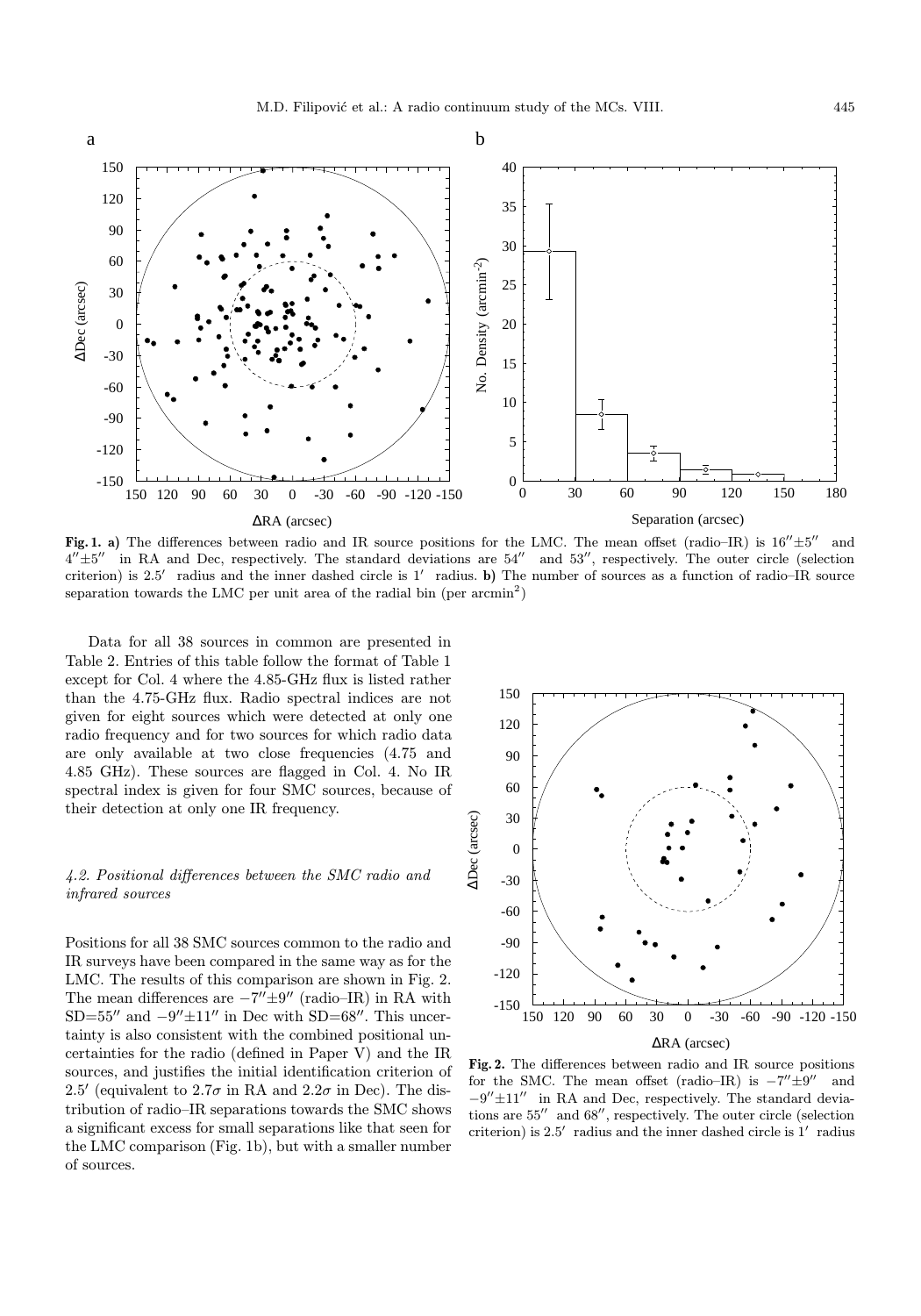**Fig. 1. a)** The differences between radio and IR source positions for the LMC. The mean offset (radio–IR) is $16'' \pm 5''$ and $4'' \pm 5''$ in RA and Dec, respectively. The standard deviations are $54''$ and $53''$, respectively. The outer circle (selection criterion) is $2.5'$ radius and the inner dashed circle is $1'$ radius. **b)** The number of sources as a function of radio–IR source separation towards the LMC per unit area of the radial bin (per $\mathrm{arcmin}^2$)

Data for all 38 sources in common are presented in Table 2. Entries of this table follow the format of Table 1 except for Col. 4 where the 4.85-GHz flux is listed rather than the 4.75-GHz flux. Radio spectral indices are not given for eight sources which were detected at only one radio frequency and for two sources for which radio data are only available at two close frequencies (4.75 and 4.85 GHz). These sources are flagged in Col. 4. No IR spectral index is given for four SMC sources, because of their detection at only one IR frequency.

### *4.2. Positional differences between the SMC radio and infrared sources*

Positions for all 38 SMC sources common to the radio and IR surveys have been compared in the same way as for the LMC. The results of this comparison are shown in Fig. 2. The mean differences are $-7'' \pm 9''$ (radio–IR) in RA with SD=$55''$ and $-9'' \pm 11''$ in Dec with SD=$68''$. This uncertainty is also consistent with the combined positional uncertainties for the radio (defined in Paper V) and the IR sources, and justifies the initial identification criterion of $2.5'$ (equivalent to $2.7\sigma$ in RA and $2.2\sigma$ in Dec). The distribution of radio–IR separations towards the SMC shows a significant excess for small separations like that seen for the LMC comparison (Fig. 1b), but with a smaller number of sources.

**Fig. 2.** The differences between radio and IR source positions for the SMC. The mean offset (radio–IR) is $-7'' \pm 9''$ and $-9'' \pm 11''$ in RA and Dec, respectively. The standard deviations are $55''$ and $68''$, respectively. The outer circle (selection criterion) is $2.5'$ radius and the inner dashed circle is $1'$ radius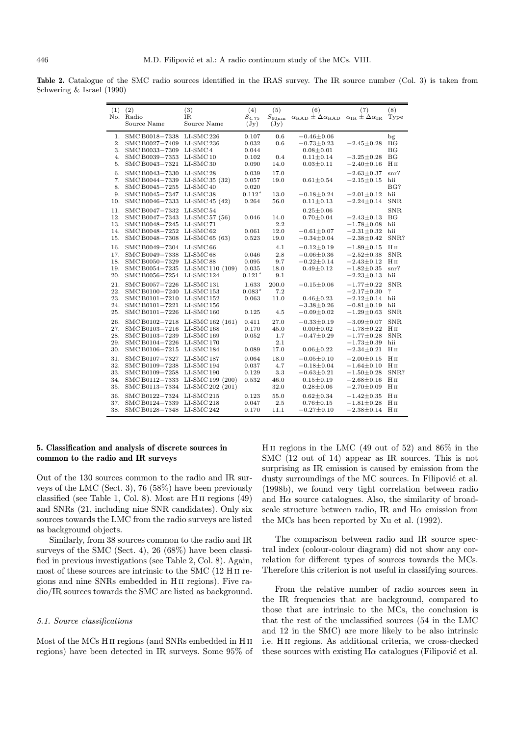**Table 2.** Catalogue of the SMC radio sources identified in the IRAS survey. The IR source number (Col. 3) is taken from Schwering & Israel (1990)

| (1) No. | (2) Radio Source Name | (3) IR Source Name | (4) $S_{4.75}$ (Jy) | (5) $S_{60\mu m}$ (Jy) | (6) $\alpha_{RAD} \pm \Delta\alpha_{RAD}$ | (7) $\alpha_{IR} \pm \Delta\alpha_{IR}$ | (8) Type |
|---|---|---|---|---|---|---|---|
| 1. | SMC B0018−7338 | LI-SMC 226 | 0.107 | 0.6 | $-0.46\pm0.06$ | | bg |
| 2. | SMC B0027−7409 | LI-SMC 236 | 0.032 | 0.6 | $-0.73\pm0.23$ | $-2.45\pm0.28$ | BG |
| 3. | SMC B0033−7309 | LI-SMC 4 | 0.044 | | $0.08\pm0.01$ | | BG |
| 4. | SMC B0039−7353 | LI-SMC 10 | 0.102 | 0.4 | $0.11\pm0.14$ | $-3.25\pm0.28$ | BG |
| 5. | SMC B0043−7321 | LI-SMC 30 | 0.090 | 14.0 | $0.03\pm0.11$ | $-2.40\pm0.16$ | H II |
| 6. | SMC B0043−7330 | LI-SMC 28 | 0.039 | 17.0 | | $-2.63\pm0.37$ | snr? |
| 7. | SMC B0044−7339 | LI-SMC 35 (32) | 0.057 | 19.0 | $0.61\pm0.54$ | $-2.15\pm0.15$ | hii |
| 8. | SMC B0045−7255 | LI-SMC 40 | 0.020 | | | | BG? |
| 9. | SMC B0045−7347 | LI-SMC 38 | $0.112^{\star}$ | 13.0 | $-0.18\pm0.24$ | $-2.01\pm0.12$ | hii |
| 10. | SMC B0046−7333 | LI-SMC 45 (42) | 0.264 | 56.0 | $0.11\pm0.13$ | $-2.24\pm0.14$ | SNR |
| 11. | SMC B0047−7332 | LI-SMC 54 | | | $0.25\pm0.06$ | | SNR |
| 12. | SMC B0047−7343 | LI-SMC 57 (56) | 0.046 | 14.0 | $0.70\pm0.04$ | $-2.43\pm0.13$ | BG |
| 13. | SMC B0048−7245 | LI-SMC 71 | | 2.2 | | $-1.78\pm0.08$ | hii |
| 14. | SMC B0048−7252 | LI-SMC 62 | 0.061 | 12.0 | $-0.61\pm0.07$ | $-2.31\pm0.32$ | hii |
| 15. | SMC B0048−7308 | LI-SMC 65 (63) | 0.523 | 19.0 | $-0.34\pm0.04$ | $-2.38\pm0.42$ | SNR? |
| 16. | SMC B0049−7304 | LI-SMC 66 | | 4.1 | $-0.12\pm0.19$ | $-1.89\pm0.15$ | H II |
| 17. | SMC B0049−7338 | LI-SMC 68 | 0.046 | 2.8 | $-0.06\pm0.36$ | $-2.52\pm0.38$ | SNR |
| 18. | SMC B0050−7329 | LI-SMC 88 | 0.095 | 9.7 | $-0.22\pm0.14$ | $-2.43\pm0.12$ | H II |
| 19. | SMC B0054−7235 | LI-SMC 110 (109) | 0.035 | 18.0 | $0.49\pm0.12$ | $-1.82\pm0.35$ | snr? |
| 20. | SMC B0056−7254 | LI-SMC 124 | $0.121^{\star}$ | 9.1 | | $-2.23\pm0.13$ | hii |
| 21. | SMC B0057−7226 | LI-SMC 131 | 1.633 | 200.0 | $-0.15\pm0.06$ | $-1.77\pm0.22$ | SNR |
| 22. | SMC B0100−7240 | LI-SMC 153 | $0.083^{\star}$ | 7.2 | | $-2.17\pm0.30$ | ? |
| 23. | SMC B0101−7210 | LI-SMC 152 | 0.063 | 11.0 | $0.46\pm0.23$ | $-2.12\pm0.14$ | hii |
| 24. | SMC B0101−7221 | LI-SMC 156 | | | $-3.38\pm0.26$ | $-0.81\pm0.19$ | hii |
| 25. | SMC B0101−7226 | LI-SMC 160 | 0.125 | 4.5 | $-0.09\pm0.02$ | $-1.29\pm0.63$ | SNR |
| 26. | SMC B0102−7218 | LI-SMC 162 (161) | 0.411 | 27.0 | $-0.33\pm0.19$ | $-3.09\pm0.07$ | SNR |
| 27. | SMC B0103−7216 | LI-SMC 168 | 0.170 | 45.0 | $0.00\pm0.02$ | $-1.78\pm0.22$ | H II |
| 28. | SMC B0103−7239 | LI-SMC 169 | 0.052 | 1.7 | $-0.47\pm0.29$ | $-1.77\pm0.28$ | SNR |
| 29. | SMC B0104−7226 | LI-SMC 170 | | 2.1 | | $-1.73\pm0.39$ | hii |
| 30. | SMC B0106−7215 | LI-SMC 184 | 0.089 | 17.0 | $0.06\pm0.22$ | $-2.34\pm0.21$ | H II |
| 31. | SMC B0107−7327 | LI-SMC 187 | 0.064 | 18.0 | $-0.05\pm0.10$ | $-2.00\pm0.15$ | H II |
| 32. | SMC B0109−7238 | LI-SMC 194 | 0.037 | 4.7 | $-0.18\pm0.04$ | $-1.64\pm0.10$ | H II |
| 33. | SMC B0109−7258 | LI-SMC 190 | 0.129 | 3.3 | $-0.63\pm0.21$ | $-1.50\pm0.28$ | SNR? |
| 34. | SMC B0112−7333 | LI-SMC 199 (200) | 0.532 | 46.0 | $0.15\pm0.19$ | $-2.68\pm0.16$ | H II |
| 35. | SMC B0113−7334 | LI-SMC 202 (201) | | 32.0 | $0.28\pm0.06$ | $-2.70\pm0.09$ | H II |
| 36. | SMC B0122−7324 | LI-SMC 215 | 0.123 | 55.0 | $0.62\pm0.34$ | $-1.42\pm0.35$ | H II |
| 37. | SMC B0124−7339 | LI-SMC 218 | 0.047 | 2.5 | $0.76\pm0.15$ | $-1.81\pm0.28$ | H II |
| 38. | SMC B0128−7348 | LI-SMC 242 | 0.170 | 11.1 | $-0.27\pm0.10$ | $-2.38\pm0.14$ | H II |

## 5. Classification and analysis of discrete sources in common to the radio and IR surveys

Out of the 130 sources common to the radio and IR surveys of the LMC (Sect. 3), 76 (58%) have been previously classified (see Table 1, Col. 8). Most are H II regions (49) and SNRs (21, including nine SNR candidates). Only six sources towards the LMC from the radio surveys are listed as background objects.

Similarly, from 38 sources common to the radio and IR surveys of the SMC (Sect. 4), 26 (68%) have been classified in previous investigations (see Table 2, Col. 8). Again, most of these sources are intrinsic to the SMC (12 H II regions and nine SNRs embedded in H II regions). Five radio/IR sources towards the SMC are listed as background.

### *5.1. Source classifications*

Most of the MCs H II regions (and SNRs embedded in H II regions) have been detected in IR surveys. Some 95% of H II regions in the LMC (49 out of 52) and 86% in the SMC (12 out of 14) appear as IR sources. This is not surprising as IR emission is caused by emission from the dusty surroundings of the MC sources. In Filipović et al. (1998b), we found very tight correlation between radio and Hα source catalogues. Also, the similarity of broad-scale structure between radio, IR and Hα emission from the MCs has been reported by Xu et al. (1992).

The comparison between radio and IR source spectral index (colour-colour diagram) did not show any correlation for different types of sources towards the MCs. Therefore this criterion is not useful in classifying sources.

From the relative number of radio sources seen in the IR frequencies that are background, compared to those that are intrinsic to the MCs, the conclusion is that the rest of the unclassified sources (54 in the LMC and 12 in the SMC) are more likely to be also intrinsic i.e. H II regions. As additional criteria, we cross-checked these sources with existing Hα catalogues (Filipović et al.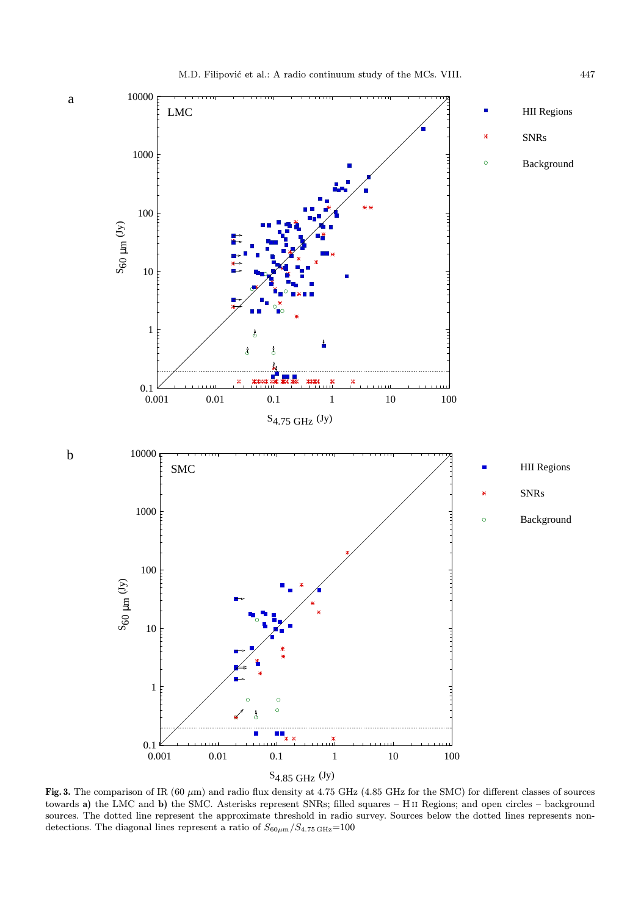**Fig. 3.** The comparison of IR (60 $\mu$m) and radio flux density at 4.75 GHz (4.85 GHz for the SMC) for different classes of sources towards **a)** the LMC and **b)** the SMC. Asterisks represent SNRs; filled squares – H II Regions; and open circles – background sources. The dotted line represent the approximate threshold in radio survey. Sources below the dotted lines represents non-detections. The diagonal lines represent a ratio of $S_{60\mu\mathrm{m}}/S_{4.75\,\mathrm{GHz}}$=100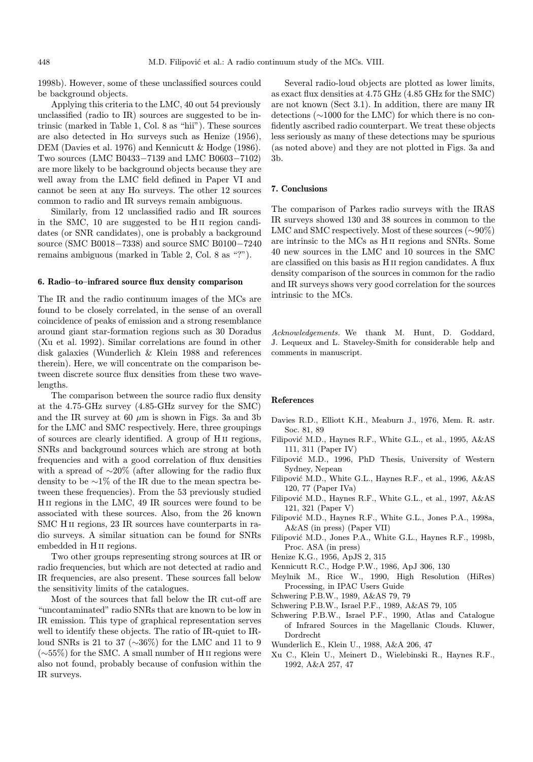1998b). However, some of these unclassified sources could be background objects.

Applying this criteria to the LMC, 40 out 54 previously unclassified (radio to IR) sources are suggested to be intrinsic (marked in Table 1, Col. 8 as "hii"). These sources are also detected in H$\alpha$ surveys such as Henize (1956), DEM (Davies et al. 1976) and Kennicutt & Hodge (1986). Two sources (LMC B0433−7139 and LMC B0603−7102) are more likely to be background objects because they are well away from the LMC field defined in Paper VI and cannot be seen at any H$\alpha$ surveys. The other 12 sources common to radio and IR surveys remain ambiguous.

Similarly, from 12 unclassified radio and IR sources in the SMC, 10 are suggested to be H II region candidates (or SNR candidates), one is probably a background source (SMC B0018−7338) and source SMC B0100−7240 remains ambiguous (marked in Table 2, Col. 8 as "?").

## 6. Radio–to–infrared source flux density comparison

The IR and the radio continuum images of the MCs are found to be closely correlated, in the sense of an overall coincidence of peaks of emission and a strong resemblance around giant star-formation regions such as 30 Doradus (Xu et al. 1992). Similar correlations are found in other disk galaxies (Wunderlich & Klein 1988 and references therein). Here, we will concentrate on the comparison between discrete source flux densities from these two wavelengths.

The comparison between the source radio flux density at the 4.75-GHz survey (4.85-GHz survey for the SMC) and the IR survey at 60 $\mu$m is shown in Figs. 3a and 3b for the LMC and SMC respectively. Here, three groupings of sources are clearly identified. A group of H II regions, SNRs and background sources which are strong at both frequencies and with a good correlation of flux densities with a spread of $\sim$20% (after allowing for the radio flux density to be $\sim$1% of the IR due to the mean spectra between these frequencies). From the 53 previously studied H II regions in the LMC, 49 IR sources were found to be associated with these sources. Also, from the 26 known SMC H II regions, 23 IR sources have counterparts in radio surveys. A similar situation can be found for SNRs embedded in H II regions.

Two other groups representing strong sources at IR or radio frequencies, but which are not detected at radio and IR frequencies, are also present. These sources fall below the sensitivity limits of the catalogues.

Most of the sources that fall below the IR cut-off are "uncontaminated" radio SNRs that are known to be low in IR emission. This type of graphical representation serves well to identify these objects. The ratio of IR-quiet to IR-loud SNRs is 21 to 37 ($\sim$36%) for the LMC and 11 to 9 ($\sim$55%) for the SMC. A small number of H II regions were also not found, probably because of confusion within the IR surveys.

Several radio-loud objects are plotted as lower limits, as exact flux densities at 4.75 GHz (4.85 GHz for the SMC) are not known (Sect 3.1). In addition, there are many IR detections ($\sim$1000 for the LMC) for which there is no confidently ascribed radio counterpart. We treat these objects less seriously as many of these detections may be spurious (as noted above) and they are not plotted in Figs. 3a and 3b.

## 7. Conclusions

The comparison of Parkes radio surveys with the IRAS IR surveys showed 130 and 38 sources in common to the LMC and SMC respectively. Most of these sources ($\sim$90%) are intrinsic to the MCs as H II regions and SNRs. Some 40 new sources in the LMC and 10 sources in the SMC are classified on this basis as H II region candidates. A flux density comparison of the sources in common for the radio and IR surveys shows very good correlation for the sources intrinsic to the MCs.

*Acknowledgements.* We thank M. Hunt, D. Goddard, J. Lequeux and L. Staveley-Smith for considerable help and comments in manuscript.

## References

Davies R.D., Elliott K.H., Meaburn J., 1976, Mem. R. astr. Soc. 81, 89

Filipović M.D., Haynes R.F., White G.L., et al., 1995, A&AS 111, 311 (Paper IV)

Filipović M.D., 1996, PhD Thesis, University of Western Sydney, Nepean

Filipović M.D., White G.L., Haynes R.F., et al., 1996, A&AS 120, 77 (Paper IVa)

Filipović M.D., Haynes R.F., White G.L., et al., 1997, A&AS 121, 321 (Paper V)

Filipović M.D., Haynes R.F., White G.L., Jones P.A., 1998a, A&AS (in press) (Paper VII)

Filipović M.D., Jones P.A., White G.L., Haynes R.F., 1998b, Proc. ASA (in press)

Henize K.G., 1956, ApJS 2, 315

Kennicutt R.C., Hodge P.W., 1986, ApJ 306, 130

Meylnik M., Rice W., 1990, High Resolution (HiRes) Processing, in IPAC Users Guide

Schwering P.B.W., 1989, A&AS 79, 79

Schwering P.B.W., Israel P.F., 1989, A&AS 79, 105

Schwering P.B.W., Israel P.F., 1990, Atlas and Catalogue of Infrared Sources in the Magellanic Clouds. Kluwer, Dordrecht

Wunderlich E., Klein U., 1988, A&A 206, 47

Xu C., Klein U., Meinert D., Wielebinski R., Haynes R.F., 1992, A&A 257, 47